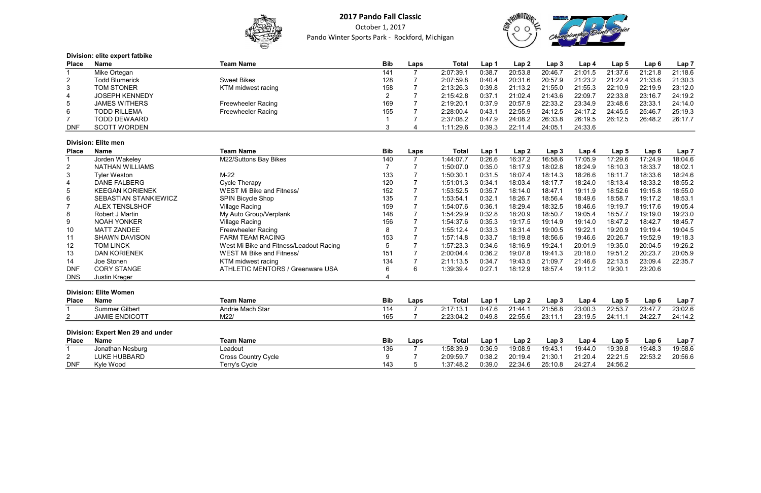# 2017 Pando Fall Classic

October 1, 2017

Pando Winter Sports Park - Rockford, Michigan

**Division: elite expert fatbike**

| Place | Name | Team Name | Bib | Laps | Total | Lap 1 | Lap 2 | Lap 3 | Lap 4 | Lap 5 | Lap 6 | Lap 7 |
|---|---|---|---|---|---|---|---|---|---|---|---|---|
| 1 | Mike Ortegan | | 141 | 7 | 2:07:39.1 | 0:38.7 | 20:53.8 | 20:46.7 | 21:01.5 | 21:37.6 | 21:21.8 | 21:18.6 |
| 2 | Todd Blumerick | Sweet Bikes | 128 | 7 | 2:07:59.8 | 0:40.4 | 20:31.6 | 20:57.9 | 21:23.2 | 21:22.4 | 21:33.6 | 21:30.3 |
| 3 | TOM STONER | KTM midwest racing | 158 | 7 | 2:13:26.3 | 0:39.8 | 21:13.2 | 21:55.0 | 21:55.3 | 22:10.9 | 22:19.9 | 23:12.0 |
| 4 | JOSEPH KENNEDY | | 2 | 7 | 2:15:42.8 | 0:37.1 | 21:02.4 | 21:43.6 | 22:09.7 | 22:33.8 | 23:16.7 | 24:19.2 |
| 5 | JAMES WITHERS | Freewheeler Racing | 169 | 7 | 2:19:20.1 | 0:37.9 | 20:57.9 | 22:33.2 | 23:34.9 | 23:48.6 | 23:33.1 | 24:14.0 |
| 6 | TODD RILLEMA | Freewheeler Racing | 155 | 7 | 2:28:00.4 | 0:43.1 | 22:55.9 | 24:12.5 | 24:17.2 | 24:45.5 | 25:46.7 | 25:19.3 |
| 7 | TODD DEWAARD | | 1 | 7 | 2:37:08.2 | 0:47.9 | 24:08.2 | 26:33.8 | 26:19.5 | 26:12.5 | 26:48.2 | 26:17.7 |
| DNF | SCOTT WORDEN | | 3 | 4 | 1:11:29.6 | 0:39.3 | 22:11.4 | 24:05.1 | 24:33.6 | | | |

**Division: Elite men**

| Place | Name | Team Name | Bib | Laps | Total | Lap 1 | Lap 2 | Lap 3 | Lap 4 | Lap 5 | Lap 6 | Lap 7 |
|---|---|---|---|---|---|---|---|---|---|---|---|---|
| 1 | Jorden Wakeley | M22/Suttons Bay Bikes | 140 | 7 | 1:44:07.7 | 0:26.6 | 16:37.2 | 16:58.6 | 17:05.9 | 17:29.6 | 17:24.9 | 18:04.6 |
| 2 | NATHAN WILLIAMS | | 7 | 7 | 1:50:07.0 | 0:35.0 | 18:17.9 | 18:02.8 | 18:24.9 | 18:10.3 | 18:33.7 | 18:02.1 |
| 3 | Tyler Weston | M-22 | 133 | 7 | 1:50:30.1 | 0:31.5 | 18:07.4 | 18:14.3 | 18:26.6 | 18:11.7 | 18:33.6 | 18:24.6 |
| 4 | DANE FALBERG | Cycle Therapy | 120 | 7 | 1:51:01.3 | 0:34.1 | 18:03.4 | 18:17.7 | 18:24.0 | 18:13.4 | 18:33.2 | 18:55.2 |
| 5 | KEEGAN KORIENEK | WEST Mi Bike and Fitness/ | 152 | 7 | 1:53:52.5 | 0:35.7 | 18:14.0 | 18:47.1 | 19:11.9 | 18:52.6 | 19:15.8 | 18:55.0 |
| 6 | SEBASTIAN STANKIEWICZ | SPIN Bicycle Shop | 135 | 7 | 1:53:54.1 | 0:32.1 | 18:26.7 | 18:56.4 | 18:49.6 | 18:58.7 | 19:17.2 | 18:53.1 |
| 7 | ALEX TENSLSHOF | Village Racing | 159 | 7 | 1:54:07.6 | 0:36.1 | 18:29.4 | 18:32.5 | 18:46.6 | 19:19.7 | 19:17.6 | 19:05.4 |
| 8 | Robert J Martin | My Auto Group/Verplank | 148 | 7 | 1:54:29.9 | 0:32.8 | 18:20.9 | 18:50.7 | 19:05.4 | 18:57.7 | 19:19.0 | 19:23.0 |
| 9 | NOAH YONKER | Village Racing | 156 | 7 | 1:54:37.6 | 0:35.3 | 19:17.5 | 19:14.9 | 19:14.0 | 18:47.2 | 18:42.7 | 18:45.7 |
| 10 | MATT ZANDEE | Freewheeler Racing | 8 | 7 | 1:55:12.4 | 0:33.3 | 18:31.4 | 19:00.5 | 19:22.1 | 19:20.9 | 19:19.4 | 19:04.5 |
| 11 | SHAWN DAVISON | FARM TEAM RACING | 153 | 7 | 1:57:14.8 | 0:33.7 | 18:19.8 | 18:56.6 | 19:46.6 | 20:26.7 | 19:52.9 | 19:18.3 |
| 12 | TOM LINCK | West Mi Bike and Fitness/Leadout Racing | 5 | 7 | 1:57:23.3 | 0:34.6 | 18:16.9 | 19:24.1 | 20:01.9 | 19:35.0 | 20:04.5 | 19:26.2 |
| 13 | DAN KORIENEK | WEST Mi Bike and Fitness/ | 151 | 7 | 2:00:04.4 | 0:36.2 | 19:07.8 | 19:41.3 | 20:18.0 | 19:51.2 | 20:23.7 | 20:05.9 |
| 14 | Joe Stonen | KTM midwest racing | 134 | 7 | 2:11:13.5 | 0:34.7 | 19:43.5 | 21:09.7 | 21:46.6 | 22:13.5 | 23:09.4 | 22:35.7 |
| DNF | CORY STANGE | ATHLETIC MENTORS / Greenware USA | 6 | 6 | 1:39:39.4 | 0:27.1 | 18:12.9 | 18:57.4 | 19:11.2 | 19:30.1 | 23:20.6 | |
| DNS | Justin Kreger | | 4 | | | | | | | | | |

**Division: Elite Women**

| Place | Name | Team Name | Bib | Laps | Total | Lap 1 | Lap 2 | Lap 3 | Lap 4 | Lap 5 | Lap 6 | Lap 7 |
|---|---|---|---|---|---|---|---|---|---|---|---|---|
| 1 | Summer Gilbert | Andrie Mach Star | 114 | 7 | 2:17:13.1 | 0:47.6 | 21:44.1 | 21:56.8 | 23:00.3 | 22:53.7 | 23:47.7 | 23:02.6 |
| 2 | JAMIE ENDICOTT | M22/ | 165 | 7 | 2:23:04.2 | 0:49.8 | 22:55.6 | 23:11.1 | 23:19.5 | 24:11.1 | 24:22.7 | 24:14.2 |

**Division: Expert Men 29 and under**

| Place | Name | Team Name | Bib | Laps | Total | Lap 1 | Lap 2 | Lap 3 | Lap 4 | Lap 5 | Lap 6 | Lap 7 |
|---|---|---|---|---|---|---|---|---|---|---|---|---|
| 1 | Jonathan Nesburg | Leadout | 136 | 7 | 1:58:39.9 | 0:36.9 | 19:08.9 | 19:43.1 | 19:44.0 | 19:39.8 | 19:48.3 | 19:58.6 |
| 2 | LUKE HUBBARD | Cross Country Cycle | 9 | 7 | 2:09:59.7 | 0:38.2 | 20:19.4 | 21:30.1 | 21:20.4 | 22:21.5 | 22:53.2 | 20:56.6 |
| DNF | Kyle Wood | Terry's Cycle | 143 | 5 | 1:37:48.2 | 0:39.0 | 22:34.6 | 25:10.8 | 24:27.4 | 24:56.2 | | |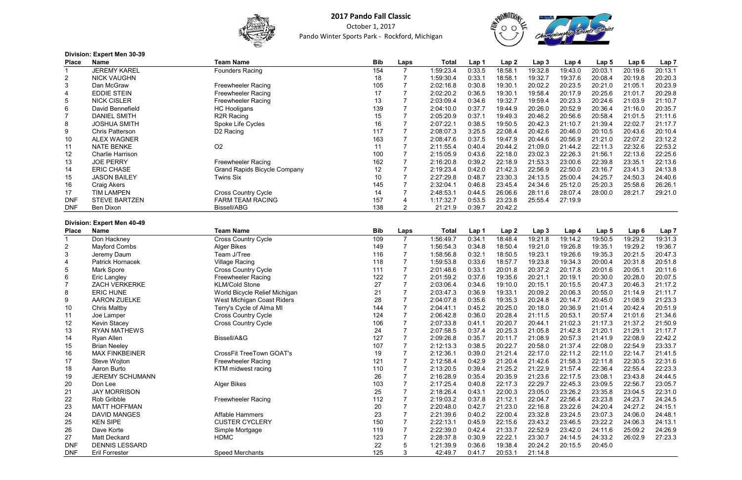# 2017 Pando Fall Classic

October 1, 2017

Pando Winter Sports Park - Rockford, Michigan

**Division: Expert Men 30-39**

| Place | Name | Team Name | Bib | Laps | Total | Lap 1 | Lap 2 | Lap 3 | Lap 4 | Lap 5 | Lap 6 | Lap 7 |
|---|---|---|---|---|---|---|---|---|---|---|---|---|
| 1 | JEREMY KAREL | Founders Racing | 154 | 7 | 1:59:23.4 | 0:33.5 | 18:58.1 | 19:32.8 | 19:43.0 | 20:03.1 | 20:19.6 | 20:13.1 |
| 2 | NICK VAUGHN | | 18 | 7 | 1:59:30.4 | 0:33.1 | 18:58.1 | 19:32.7 | 19:37.6 | 20:08.4 | 20:19.8 | 20:20.3 |
| 3 | Dan McGraw | Freewheeler Racing | 105 | 7 | 2:02:16.8 | 0:30.8 | 19:30.1 | 20:02.2 | 20:23.5 | 20:21.0 | 21:05.1 | 20:23.9 |
| 4 | EDDIE STEIN | Freewheeler Racing | 17 | 7 | 2:02:20.2 | 0:36.5 | 19:30.1 | 19:58.4 | 20:17.9 | 20:25.6 | 21:01.7 | 20:29.8 |
| 5 | NICK CISLER | Freewheeler Racing | 13 | 7 | 2:03:09.4 | 0:34.6 | 19:32.7 | 19:59.4 | 20:23.3 | 20:24.6 | 21:03.9 | 21:10.7 |
| 6 | David Bennefield | HC Hooligans | 139 | 7 | 2:04:10.0 | 0:37.7 | 19:44.9 | 20:26.0 | 20:52.9 | 20:36.4 | 21:16.0 | 20:35.7 |
| 7 | DANIEL SMITH | R2R Racing | 15 | 7 | 2:05:20.9 | 0:37.1 | 19:49.3 | 20:46.2 | 20:56.6 | 20:58.4 | 21:01.5 | 21:11.6 |
| 8 | JOSHUA SMITH | Spoke Life Cycles | 16 | 7 | 2:07:22.1 | 0:38.5 | 19:50.5 | 20:42.3 | 21:10.7 | 21:39.4 | 22:02.7 | 21:17.7 |
| 9 | Chris Patterson | D2 Racing | 117 | 7 | 2:08:07.3 | 3:25.5 | 22:08.4 | 20:42.6 | 20:46.0 | 20:10.5 | 20:43.6 | 20:10.4 |
| 10 | ALEX WAGNER | | 163 | 7 | 2:08:47.6 | 0:37.5 | 19:47.9 | 20:44.6 | 20:56.9 | 21:21.0 | 22:07.2 | 23:12.2 |
| 11 | NATE BENKE | O2 | 11 | 7 | 2:11:55.4 | 0:40.4 | 20:44.2 | 21:09.0 | 21:44.2 | 22:11.3 | 22:32.6 | 22:53.2 |
| 12 | Charlie Harrison | | 100 | 7 | 2:15:05.9 | 0:43.6 | 22:18.0 | 23:02.3 | 22:26.3 | 21:56.1 | 22:13.6 | 22:25.6 |
| 13 | JOE PERRY | Freewheeler Racing | 162 | 7 | 2:16:20.8 | 0:39.2 | 22:18.9 | 21:53.3 | 23:00.6 | 22:39.8 | 23:35.1 | 22:13.6 |
| 14 | ERIC CHASE | Grand Rapids Bicycle Company | 12 | 7 | 2:19:23.4 | 0:42.0 | 21:42.3 | 22:56.9 | 22:50.0 | 23:16.7 | 23:41.3 | 24:13.8 |
| 15 | JASON BAILEY | Twins Six | 10 | 7 | 2:27:29.8 | 0:48.7 | 23:30.3 | 24:13.5 | 25:00.4 | 24:25.7 | 24:50.3 | 24:40.6 |
| 16 | Craig Akers | | 145 | 7 | 2:32:04.1 | 0:46.8 | 23:45.4 | 24:34.6 | 25:12.0 | 25:20.3 | 25:58.6 | 26:26.1 |
| 17 | TIM LAMPEN | Cross Country Cycle | 14 | 7 | 2:48:53.1 | 0:44.5 | 26:06.6 | 28:11.6 | 28:07.4 | 28:00.0 | 28:21.7 | 29:21.0 |
| DNF | STEVE BARTZEN | FARM TEAM RACING | 157 | 4 | 1:17:32.7 | 0:53.5 | 23:23.8 | 25:55.4 | 27:19.9 | | | |
| DNF | Ben Dixon | Bissell/ABG | 138 | 2 | 21:21.9 | 0:39.7 | 20:42.2 | | | | | |

**Division: Expert Men 40-49**

| Place | Name | Team Name | Bib | Laps | Total | Lap 1 | Lap 2 | Lap 3 | Lap 4 | Lap 5 | Lap 6 | Lap 7 |
|---|---|---|---|---|---|---|---|---|---|---|---|---|
| 1 | Don Hackney | Cross Country Cycle | 109 | 7 | 1:56:49.7 | 0:34.1 | 18:48.4 | 19:21.8 | 19:14.2 | 19:50.5 | 19:29.2 | 19:31.3 |
| 2 | Mayford Combs | Alger Bikes | 149 | 7 | 1:56:54.3 | 0:34.8 | 18:50.4 | 19:21.0 | 19:26.8 | 19:35.1 | 19:29.2 | 19:36.7 |
| 3 | Jeremy Daum | Team J/Tree | 116 | 7 | 1:58:56.8 | 0:32.1 | 18:50.5 | 19:23.1 | 19:26.6 | 19:35.3 | 20:21.5 | 20:47.3 |
| 4 | Patrick Hornacek | Village Racing | 118 | 7 | 1:59:53.8 | 0:33.6 | 18:57.7 | 19:23.8 | 19:34.3 | 20:00.4 | 20:31.8 | 20:51.8 |
| 5 | Mark Spore | Cross Country Cycle | 111 | 7 | 2:01:48.6 | 0:33.1 | 20:01.8 | 20:37.2 | 20:17.8 | 20:01.6 | 20:05.1 | 20:11.6 |
| 6 | Eric Langley | Freewheeler Racing | 122 | 7 | 2:01:59.2 | 0:37.6 | 19:35.6 | 20:21.1 | 20:19.1 | 20:30.0 | 20:28.0 | 20:07.5 |
| 7 | ZACH VERKERKE | KLM/Cold Stone | 27 | 7 | 2:03:06.4 | 0:34.6 | 19:10.0 | 20:15.1 | 20:15.5 | 20:47.3 | 20:46.3 | 21:17.2 |
| 8 | ERIC HUNE | World Bicycle Relief Michigan | 21 | 7 | 2:03:47.3 | 0:36.9 | 19:33.1 | 20:09.2 | 20:06.3 | 20:55.0 | 21:14.9 | 21:11.7 |
| 9 | AARON ZUELKE | West Michigan Coast Riders | 28 | 7 | 2:04:07.8 | 0:35.6 | 19:35.3 | 20:24.8 | 20:14.7 | 20:45.0 | 21:08.9 | 21:23.3 |
| 10 | Chris Maltby | Terry's Cycle of Alma MI | 144 | 7 | 2:04:41.1 | 0:45.2 | 20:25.0 | 20:18.0 | 20:36.9 | 21:01.4 | 20:42.4 | 20:51.9 |
| 11 | Joe Lamper | Cross Country Cycle | 124 | 7 | 2:06:42.8 | 0:36.0 | 20:28.4 | 21:11.5 | 20:53.1 | 20:57.4 | 21:01.6 | 21:34.6 |
| 12 | Kevin Stacey | Cross Country Cycle | 106 | 7 | 2:07:33.8 | 0:41.1 | 20:20.7 | 20:44.1 | 21:02.3 | 21:17.3 | 21:37.2 | 21:50.9 |
| 13 | RYAN MATHEWS | | 24 | 7 | 2:07:58.5 | 0:37.4 | 20:25.3 | 21:05.8 | 21:42.8 | 21:20.1 | 21:29.1 | 21:17.7 |
| 14 | Ryan Allen | Bissell/A&G | 127 | 7 | 2:09:26.8 | 0:35.7 | 20:11.7 | 21:08.9 | 20:57.3 | 21:41.9 | 22:08.9 | 22:42.2 |
| 15 | Brian Neeley | | 107 | 7 | 2:12:13.3 | 0:38.5 | 20:22.7 | 20:58.0 | 21:37.4 | 22:08.0 | 22:54.9 | 23:33.7 |
| 16 | MAX FINKBEINER | CrossFit TreeTown GOAT's | 19 | 7 | 2:12:36.1 | 0:39.0 | 21:21.4 | 22:17.0 | 22:11.2 | 22:11.0 | 22:14.7 | 21:41.5 |
| 17 | Steve Wojton | Freewheeler Racing | 121 | 7 | 2:12:58.4 | 0:42.9 | 21:20.4 | 21:42.6 | 21:58.3 | 22:11.8 | 22:30.5 | 22:31.6 |
| 18 | Aaron Burto | KTM midwest racing | 110 | 7 | 2:13:20.5 | 0:39.4 | 21:25.2 | 21:22.9 | 21:57.4 | 22:36.4 | 22:55.4 | 22:23.3 |
| 19 | JEREMY SCHUMANN | | 26 | 7 | 2:16:28.9 | 0:35.4 | 20:35.9 | 21:23.6 | 22:17.5 | 23:08.1 | 23:43.8 | 24:44.5 |
| 20 | Don Lee | Alger Bikes | 103 | 7 | 2:17:25.4 | 0:40.8 | 22:17.3 | 22:29.7 | 22:45.3 | 23:09.5 | 22:56.7 | 23:05.7 |
| 21 | JAY MORRISON | | 25 | 7 | 2:18:26.4 | 0:43.1 | 22:00.3 | 23:05.0 | 23:26.2 | 23:35.8 | 23:04.5 | 22:31.0 |
| 22 | Rob Gribble | Freewheeler Racing | 112 | 7 | 2:19:03.2 | 0:37.8 | 21:12.1 | 22:04.7 | 22:56.4 | 23:23.8 | 24:23.7 | 24:24.5 |
| 23 | MATT HOFFMAN | | 20 | 7 | 2:20:48.0 | 0:42.7 | 21:23.0 | 22:16.8 | 23:22.6 | 24:20.4 | 24:27.2 | 24:15.1 |
| 24 | DAVID MANGES | Affable Hammers | 23 | 7 | 2:21:39.6 | 0:40.2 | 22:00.4 | 23:32.8 | 23:24.5 | 23:07.3 | 24:06.0 | 24:48.1 |
| 25 | KEN SIPE | CUSTER CYCLERY | 150 | 7 | 2:22:13.1 | 0:45.9 | 22:15.6 | 23:43.2 | 23:46.5 | 23:22.2 | 24:06.3 | 24:13.1 |
| 26 | Dave Korte | Simple Mortgage | 119 | 7 | 2:22:39.0 | 0:42.4 | 21:33.7 | 22:52.9 | 23:42.0 | 24:11.6 | 25:09.2 | 24:26.9 |
| 27 | Matt Deckard | HDMC | 123 | 7 | 2:28:37.8 | 0:30.9 | 22:22.1 | 23:30.7 | 24:14.5 | 24:33.2 | 26:02.9 | 27:23.3 |
| DNF | DENNIS LESSARD | | 22 | 5 | 1:21:39.9 | 0:36.6 | 19:38.4 | 20:24.2 | 20:15.5 | 20:45.0 | | |
| DNF | Eril Forrester | Speed Merchants | 125 | 3 | 42:49.7 | 0:41.7 | 20:53.1 | 21:14.8 | | | | |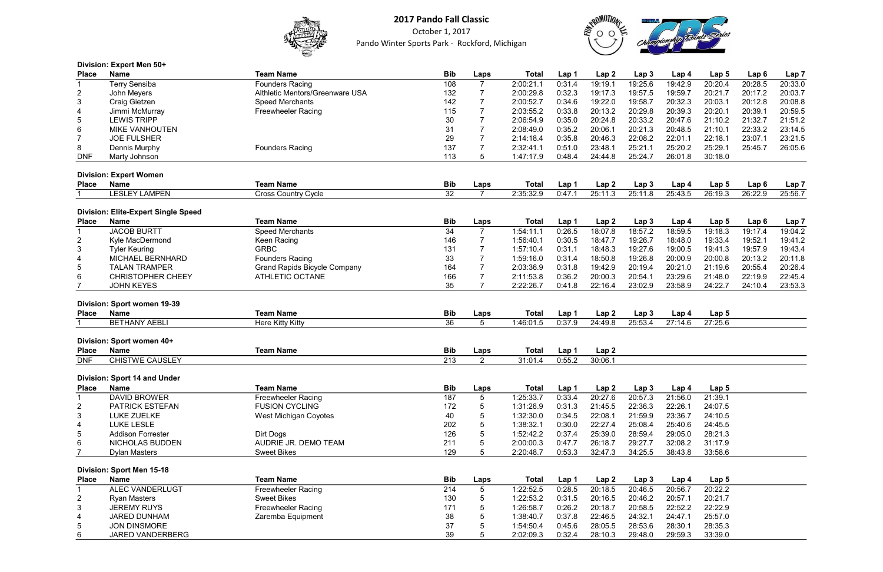# 2017 Pando Fall Classic

October 1, 2017

Pando Winter Sports Park - Rockford, Michigan

**Division: Expert Men 50+**

| Place | Name | Team Name | Bib | Laps | Total | Lap 1 | Lap 2 | Lap 3 | Lap 4 | Lap 5 | Lap 6 | Lap 7 |
|---|---|---|---|---|---|---|---|---|---|---|---|---|
| 1 | Terry Sensiba | Founders Racing | 108 | 7 | 2:00:21.1 | 0:31.4 | 19:19.1 | 19:25.6 | 19:42.9 | 20:20.4 | 20:28.5 | 20:33.0 |
| 2 | John Meyers | Althletic Mentors/Greenware USA | 132 | 7 | 2:00:29.8 | 0:32.3 | 19:17.3 | 19:57.5 | 19:59.7 | 20:21.7 | 20:17.2 | 20:03.7 |
| 3 | Craig Gietzen | Speed Merchants | 142 | 7 | 2:00:52.7 | 0:34.6 | 19:22.0 | 19:58.7 | 20:32.3 | 20:03.1 | 20:12.8 | 20:08.8 |
| 4 | Jimmi McMurray | Freewheeler Racing | 115 | 7 | 2:03:55.2 | 0:33.8 | 20:13.2 | 20:29.8 | 20:39.3 | 20:20.1 | 20:39.1 | 20:59.5 |
| 5 | LEWIS TRIPP | | 30 | 7 | 2:06:54.9 | 0:35.0 | 20:24.8 | 20:33.2 | 20:47.6 | 21:10.2 | 21:32.7 | 21:51.2 |
| 6 | MIKE VANHOUTEN | | 31 | 7 | 2:08:49.0 | 0:35.2 | 20:06.1 | 20:21.3 | 20:48.5 | 21:10.1 | 22:33.2 | 23:14.5 |
| 7 | JOE FULSHER | | 29 | 7 | 2:14:18.4 | 0:35.8 | 20:46.3 | 22:08.2 | 22:01.1 | 22:18.1 | 23:07.1 | 23:21.5 |
| 8 | Dennis Murphy | Founders Racing | 137 | 7 | 2:32:41.1 | 0:51.0 | 23:48.1 | 25:21.1 | 25:20.2 | 25:29.1 | 25:45.7 | 26:05.6 |
| DNF | Marty Johnson | | 113 | 5 | 1:47:17.9 | 0:48.4 | 24:44.8 | 25:24.7 | 26:01.8 | 30:18.0 | | |

**Division: Expert Women**

| Place | Name | Team Name | Bib | Laps | Total | Lap 1 | Lap 2 | Lap 3 | Lap 4 | Lap 5 | Lap 6 | Lap 7 |
|---|---|---|---|---|---|---|---|---|---|---|---|---|
| 1 | LESLEY LAMPEN | Cross Country Cycle | 32 | 7 | 2:35:32.9 | 0:47.1 | 25:11.3 | 25:11.8 | 25:43.5 | 26:19.3 | 26:22.9 | 25:56.7 |

**Division: Elite-Expert Single Speed**

| Place | Name | Team Name | Bib | Laps | Total | Lap 1 | Lap 2 | Lap 3 | Lap 4 | Lap 5 | Lap 6 | Lap 7 |
|---|---|---|---|---|---|---|---|---|---|---|---|---|
| 1 | JACOB BURTT | Speed Merchants | 34 | 7 | 1:54:11.1 | 0:26.5 | 18:07.8 | 18:57.2 | 18:59.5 | 19:18.3 | 19:17.4 | 19:04.2 |
| 2 | Kyle MacDermond | Keen Racing | 146 | 7 | 1:56:40.1 | 0:30.5 | 18:47.7 | 19:26.7 | 18:48.0 | 19:33.4 | 19:52.1 | 19:41.2 |
| 3 | Tyler Keuring | GRBC | 131 | 7 | 1:57:10.4 | 0:31.1 | 18:48.3 | 19:27.6 | 19:00.5 | 19:41.3 | 19:57.9 | 19:43.4 |
| 4 | MICHAEL BERNHARD | Founders Racing | 33 | 7 | 1:59:16.0 | 0:31.4 | 18:50.8 | 19:26.8 | 20:00.9 | 20:00.8 | 20:13.2 | 20:11.8 |
| 5 | TALAN TRAMPER | Grand Rapids Bicycle Company | 164 | 7 | 2:03:36.9 | 0:31.8 | 19:42.9 | 20:19.4 | 20:21.0 | 21:19.6 | 20:55.4 | 20:26.4 |
| 6 | CHRISTOPHER CHEEY | ATHLETIC OCTANE | 166 | 7 | 2:11:53.8 | 0:36.2 | 20:00.3 | 20:54.1 | 23:29.6 | 21:48.0 | 22:19.9 | 22:45.4 |
| 7 | JOHN KEYES | | 35 | 7 | 2:22:26.7 | 0:41.8 | 22:16.4 | 23:02.9 | 23:58.9 | 24:22.7 | 24:10.4 | 23:53.3 |

**Division: Sport women 19-39**

| Place | Name | Team Name | Bib | Laps | Total | Lap 1 | Lap 2 | Lap 3 | Lap 4 | Lap 5 |
|---|---|---|---|---|---|---|---|---|---|---|
| 1 | BETHANY AEBLI | Here Kitty Kitty | 36 | 5 | 1:46:01.5 | 0:37.9 | 24:49.8 | 25:53.4 | 27:14.6 | 27:25.6 |

**Division: Sport women 40+**

| Place | Name | Team Name | Bib | Laps | Total | Lap 1 | Lap 2 |
|---|---|---|---|---|---|---|---|
| DNF | CHISTWE CAUSLEY | | 213 | 2 | 31:01.4 | 0:55.2 | 30:06.1 |

**Division: Sport 14 and Under**

| Place | Name | Team Name | Bib | Laps | Total | Lap 1 | Lap 2 | Lap 3 | Lap 4 | Lap 5 |
|---|---|---|---|---|---|---|---|---|---|---|
| 1 | DAVID BROWER | Freewheeler Racing | 187 | 5 | 1:25:33.7 | 0:33.4 | 20:27.6 | 20:57.3 | 21:56.0 | 21:39.1 |
| 2 | PATRICK ESTEFAN | FUSION CYCLING | 172 | 5 | 1:31:26.9 | 0:31.3 | 21:45.5 | 22:36.3 | 22:26.1 | 24:07.5 |
| 3 | LUKE ZUELKE | West Michigan Coyotes | 40 | 5 | 1:32:30.0 | 0:34.5 | 22:08.1 | 21:59.9 | 23:36.7 | 24:10.5 |
| 4 | LUKE LESLE | | 202 | 5 | 1:38:32.1 | 0:30.0 | 22:27.4 | 25:08.4 | 25:40.6 | 24:45.5 |
| 5 | Addison Forrester | Dirt Dogs | 126 | 5 | 1:52:42.2 | 0:37.4 | 25:39.0 | 28:59.4 | 29:05.0 | 28:21.3 |
| 6 | NICHOLAS BUDDEN | AUDRIE JR. DEMO TEAM | 211 | 5 | 2:00:00.3 | 0:47.7 | 26:18.7 | 29:27.7 | 32:08.2 | 31:17.9 |
| 7 | Dylan Masters | Sweet Bikes | 129 | 5 | 2:20:48.7 | 0:53.3 | 32:47.3 | 34:25.5 | 38:43.8 | 33:58.6 |

**Division: Sport Men 15-18**

| Place | Name | Team Name | Bib | Laps | Total | Lap 1 | Lap 2 | Lap 3 | Lap 4 | Lap 5 |
|---|---|---|---|---|---|---|---|---|---|---|
| 1 | ALEC VANDERLUGT | Freewheeler Racing | 214 | 5 | 1:22:52.5 | 0:28.5 | 20:18.5 | 20:46.5 | 20:56.7 | 20:22.2 |
| 2 | Ryan Masters | Sweet Bikes | 130 | 5 | 1:22:53.2 | 0:31.5 | 20:16.5 | 20:46.2 | 20:57.1 | 20:21.7 |
| 3 | JEREMY RUYS | Freewheeler Racing | 171 | 5 | 1:26:58.7 | 0:26.2 | 20:18.7 | 20:58.5 | 22:52.2 | 22:22.9 |
| 4 | JARED DUNHAM | Zaremba Equipment | 38 | 5 | 1:38:40.7 | 0:37.8 | 22:46.5 | 24:32.1 | 24:47.1 | 25:57.0 |
| 5 | JON DINSMORE | | 37 | 5 | 1:54:50.4 | 0:45.6 | 28:05.5 | 28:53.6 | 28:30.1 | 28:35.3 |
| 6 | JARED VANDERBERG | | 39 | 5 | 2:02:09.3 | 0:32.4 | 28:10.3 | 29:48.0 | 29:59.3 | 33:39.0 |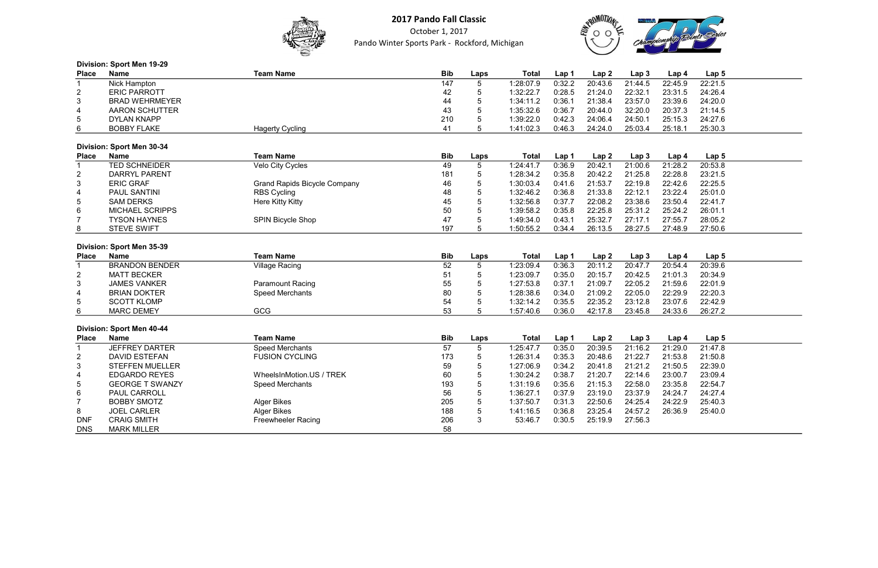# 2017 Pando Fall Classic

October 1, 2017

Pando Winter Sports Park - Rockford, Michigan

**Division: Sport Men 19-29**

| Place | Name | Team Name | Bib | Laps | Total | Lap 1 | Lap 2 | Lap 3 | Lap 4 | Lap 5 |
|---|---|---|---|---|---|---|---|---|---|---|
| 1 | Nick Hampton | | 147 | 5 | 1:28:07.9 | 0:32.2 | 20:43.6 | 21:44.5 | 22:45.9 | 22:21.5 |
| 2 | ERIC PARROTT | | 42 | 5 | 1:32:22.7 | 0:28.5 | 21:24.0 | 22:32.1 | 23:31.5 | 24:26.4 |
| 3 | BRAD WEHRMEYER | | 44 | 5 | 1:34:11.2 | 0:36.1 | 21:38.4 | 23:57.0 | 23:39.6 | 24:20.0 |
| 4 | AARON SCHUTTER | | 43 | 5 | 1:35:32.6 | 0:36.7 | 20:44.0 | 32:20.0 | 20:37.3 | 21:14.5 |
| 5 | DYLAN KNAPP | | 210 | 5 | 1:39:22.0 | 0:42.3 | 24:06.4 | 24:50.1 | 25:15.3 | 24:27.6 |
| 6 | BOBBY FLAKE | Hagerty Cycling | 41 | 5 | 1:41:02.3 | 0:46.3 | 24:24.0 | 25:03.4 | 25:18.1 | 25:30.3 |

**Division: Sport Men 30-34**

| Place | Name | Team Name | Bib | Laps | Total | Lap 1 | Lap 2 | Lap 3 | Lap 4 | Lap 5 |
|---|---|---|---|---|---|---|---|---|---|---|
| 1 | TED SCHNEIDER | Velo City Cycles | 49 | 5 | 1:24:41.7 | 0:36.9 | 20:42.1 | 21:00.6 | 21:28.2 | 20:53.8 |
| 2 | DARRYL PARENT | | 181 | 5 | 1:28:34.2 | 0:35.8 | 20:42.2 | 21:25.8 | 22:28.8 | 23:21.5 |
| 3 | ERIC GRAF | Grand Rapids Bicycle Company | 46 | 5 | 1:30:03.4 | 0:41.6 | 21:53.7 | 22:19.8 | 22:42.6 | 22:25.5 |
| 4 | PAUL SANTINI | RBS Cycling | 48 | 5 | 1:32:46.2 | 0:36.8 | 21:33.8 | 22:12.1 | 23:22.4 | 25:01.0 |
| 5 | SAM DERKS | Here Kitty Kitty | 45 | 5 | 1:32:56.8 | 0:37.7 | 22:08.2 | 23:38.6 | 23:50.4 | 22:41.7 |
| 6 | MICHAEL SCRIPPS | | 50 | 5 | 1:39:58.2 | 0:35.8 | 22:25.8 | 25:31.2 | 25:24.2 | 26:01.1 |
| 7 | TYSON HAYNES | SPIN Bicycle Shop | 47 | 5 | 1:49:34.0 | 0:43.1 | 25:32.7 | 27:17.1 | 27:55.7 | 28:05.2 |
| 8 | STEVE SWIFT | | 197 | 5 | 1:50:55.2 | 0:34.4 | 26:13.5 | 28:27.5 | 27:48.9 | 27:50.6 |

**Division: Sport Men 35-39**

| Place | Name | Team Name | Bib | Laps | Total | Lap 1 | Lap 2 | Lap 3 | Lap 4 | Lap 5 |
|---|---|---|---|---|---|---|---|---|---|---|
| 1 | BRANDON BENDER | Village Racing | 52 | 5 | 1:23:09.4 | 0:36.3 | 20:11.2 | 20:47.7 | 20:54.4 | 20:39.6 |
| 2 | MATT BECKER | | 51 | 5 | 1:23:09.7 | 0:35.0 | 20:15.7 | 20:42.5 | 21:01.3 | 20:34.9 |
| 3 | JAMES VANKER | Paramount Racing | 55 | 5 | 1:27:53.8 | 0:37.1 | 21:09.7 | 22:05.2 | 21:59.6 | 22:01.9 |
| 4 | BRIAN DOKTER | Speed Merchants | 80 | 5 | 1:28:38.6 | 0:34.0 | 21:09.2 | 22:05.0 | 22:29.9 | 22:20.3 |
| 5 | SCOTT KLOMP | | 54 | 5 | 1:32:14.2 | 0:35.5 | 22:35.2 | 23:12.8 | 23:07.6 | 22:42.9 |
| 6 | MARC DEMEY | GCG | 53 | 5 | 1:57:40.6 | 0:36.0 | 42:17.8 | 23:45.8 | 24:33.6 | 26:27.2 |

**Division: Sport Men 40-44**

| Place | Name | Team Name | Bib | Laps | Total | Lap 1 | Lap 2 | Lap 3 | Lap 4 | Lap 5 |
|---|---|---|---|---|---|---|---|---|---|---|
| 1 | JEFFREY DARTER | Speed Merchants | 57 | 5 | 1:25:47.7 | 0:35.0 | 20:39.5 | 21:16.2 | 21:29.0 | 21:47.8 |
| 2 | DAVID ESTEFAN | FUSION CYCLING | 173 | 5 | 1:26:31.4 | 0:35.3 | 20:48.6 | 21:22.7 | 21:53.8 | 21:50.8 |
| 3 | STEFFEN MUELLER | | 59 | 5 | 1:27:06.9 | 0:34.2 | 20:41.8 | 21:21.2 | 21:50.5 | 22:39.0 |
| 4 | EDGARDO REYES | WheelsInMotion.US / TREK | 60 | 5 | 1:30:24.2 | 0:38.7 | 21:20.7 | 22:14.6 | 23:00.7 | 23:09.4 |
| 5 | GEORGE T SWANZY | Speed Merchants | 193 | 5 | 1:31:19.6 | 0:35.6 | 21:15.3 | 22:58.0 | 23:35.8 | 22:54.7 |
| 6 | PAUL CARROLL | | 56 | 5 | 1:36:27.1 | 0:37.9 | 23:19.0 | 23:37.9 | 24:24.7 | 24:27.4 |
| 7 | BOBBY SMOTZ | Alger Bikes | 205 | 5 | 1:37:50.7 | 0:31.3 | 22:50.6 | 24:25.4 | 24:22.9 | 25:40.3 |
| 8 | JOEL CARLER | Alger Bikes | 188 | 5 | 1:41:16.5 | 0:36.8 | 23:25.4 | 24:57.2 | 26:36.9 | 25:40.0 |
| DNF | CRAIG SMITH | Freewheeler Racing | 206 | 3 | 53:46.7 | 0:30.5 | 25:19.9 | 27:56.3 | | |
| DNS | MARK MILLER | | 58 | | | | | | | |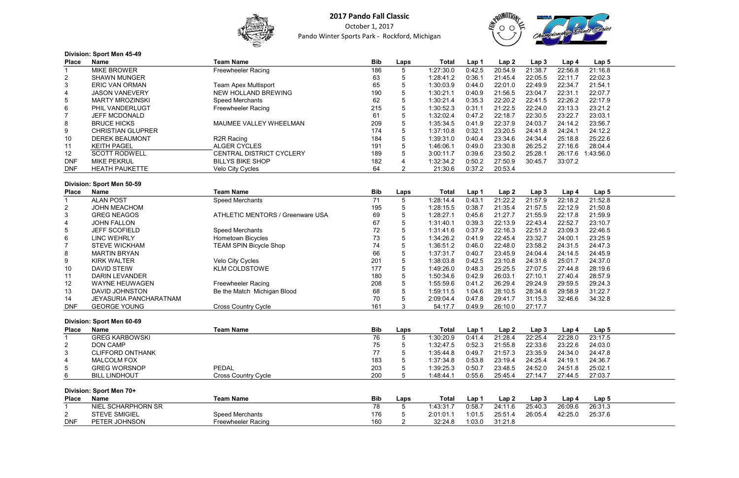# 2017 Pando Fall Classic

October 1, 2017

Pando Winter Sports Park - Rockford, Michigan

**Division: Sport Men 45-49**

| Place | Name | Team Name | Bib | Laps | Total | Lap 1 | Lap 2 | Lap 3 | Lap 4 | Lap 5 |
|---|---|---|---|---|---|---|---|---|---|---|
| 1 | MIKE BROWER | Freewheeler Racing | 186 | 5 | 1:27:30.0 | 0:42.5 | 20:54.9 | 21:38.7 | 22:56.8 | 21:16.8 |
| 2 | SHAWN MUNGER | | 63 | 5 | 1:28:41.2 | 0:36.1 | 21:45.4 | 22:05.5 | 22:11.7 | 22:02.3 |
| 3 | ERIC VAN ORMAN | Team Apex Multisport | 65 | 5 | 1:30:03.9 | 0:44.0 | 22:01.0 | 22:49.9 | 22:34.7 | 21:54.1 |
| 4 | JASON VANEVERY | NEW HOLLAND BREWING | 190 | 5 | 1:30:21.1 | 0:40.9 | 21:56.5 | 23:04.7 | 22:31.1 | 22:07.7 |
| 5 | MARTY MROZINSKI | Speed Merchants | 62 | 5 | 1:30:21.4 | 0:35.3 | 22:20.2 | 22:41.5 | 22:26.2 | 22:17.9 |
| 6 | PHIL VANDERLUGT | Freewheeler Racing | 215 | 5 | 1:30:52.3 | 0:31.1 | 21:22.5 | 22:24.0 | 23:13.3 | 23:21.2 |
| 7 | JEFF MCDONALD | | 61 | 5 | 1:32:02.4 | 0:47.2 | 22:18.7 | 22:30.5 | 23:22.7 | 23:03.1 |
| 8 | BRUCE HICKS | MAUMEE VALLEY WHEELMAN | 209 | 5 | 1:35:34.5 | 0:41.9 | 22:37.9 | 24:03.7 | 24:14.2 | 23:56.7 |
| 9 | CHRISTIAN GLUPRER | | 174 | 5 | 1:37:10.8 | 0:32.1 | 23:20.5 | 24:41.8 | 24:24.1 | 24:12.2 |
| 10 | DEREK BEAUMONT | R2R Racing | 184 | 5 | 1:39:31.0 | 0:40.4 | 23:34.6 | 24:34.4 | 25:18.8 | 25:22.6 |
| 11 | KEITH PAGEL | ALGER CYCLES | 191 | 5 | 1:46:06.1 | 0:49.0 | 23:30.8 | 26:25.2 | 27:16.6 | 28:04.4 |
| 12 | SCOTT RODWELL | CENTRAL DISTRICT CYCLERY | 189 | 5 | 3:00:11.7 | 0:39.6 | 23:50.2 | 25:28.1 | 26:17.6 | 1:43:56.0 |
| DNF | MIKE PEKRUL | BILLYS BIKE SHOP | 182 | 4 | 1:32:34.2 | 0:50.2 | 27:50.9 | 30:45.7 | 33:07.2 | |
| DNF | HEATH PAUKETTE | Velo City Cycles | 64 | 2 | 21:30.6 | 0:37.2 | 20:53.4 | | | |

**Division: Sport Men 50-59**

| Place | Name | Team Name | Bib | Laps | Total | Lap 1 | Lap 2 | Lap 3 | Lap 4 | Lap 5 |
|---|---|---|---|---|---|---|---|---|---|---|
| 1 | ALAN POST | Speed Merchants | 71 | 5 | 1:28:14.4 | 0:43.1 | 21:22.2 | 21:57.9 | 22:18.2 | 21:52.8 |
| 2 | JOHN MEACHOM | | 195 | 5 | 1:28:15.5 | 0:38.7 | 21:35.4 | 21:57.5 | 22:12.9 | 21:50.8 |
| 3 | GREG NEAGOS | ATHLETIC MENTORS / Greenware USA | 69 | 5 | 1:28:27.1 | 0:45.6 | 21:27.7 | 21:55.9 | 22:17.8 | 21:59.9 |
| 4 | JOHN FALLON | | 67 | 5 | 1:31:40.1 | 0:39.3 | 22:13.9 | 22:43.4 | 22:52.7 | 23:10.7 |
| 5 | JEFF SCOFIELD | Speed Merchants | 72 | 5 | 1:31:41.6 | 0:37.9 | 22:16.3 | 22:51.2 | 23:09.3 | 22:46.5 |
| 6 | LINC WEHRLY | Hometown Bicycles | 73 | 5 | 1:34:26.2 | 0:41.9 | 22:45.4 | 23:32.7 | 24:00.1 | 23:25.9 |
| 7 | STEVE WICKHAM | TEAM SPIN Bicycle Shop | 74 | 5 | 1:36:51.2 | 0:46.0 | 22:48.0 | 23:58.2 | 24:31.5 | 24:47.3 |
| 8 | MARTIN BRYAN | | 66 | 5 | 1:37:31.7 | 0:40.7 | 23:45.9 | 24:04.4 | 24:14.5 | 24:45.9 |
| 9 | KIRK WALTER | Velo City Cycles | 201 | 5 | 1:38:03.8 | 0:42.5 | 23:10.8 | 24:31.6 | 25:01.7 | 24:37.0 |
| 10 | DAVID STEIW | KLM COLDSTOWE | 177 | 5 | 1:49:26.0 | 0:48.3 | 25:25.5 | 27:07.5 | 27:44.8 | 28:19.6 |
| 11 | DARIN LEVANDER | | 180 | 5 | 1:50:34.6 | 0:42.9 | 26:03.1 | 27:10.1 | 27:40.4 | 28:57.9 |
| 12 | WAYNE HEUWAGEN | Freewheeler Racing | 208 | 5 | 1:55:59.6 | 0:41.2 | 26:29.4 | 29:24.9 | 29:59.5 | 29:24.3 |
| 13 | DAVID JOHNSTON | Be the Match Michigan Blood | 68 | 5 | 1:59:11.5 | 1:04.6 | 28:10.5 | 28:34.6 | 29:58.9 | 31:22.7 |
| 14 | JEYASURIA PANCHARATNAM | | 70 | 5 | 2:09:04.4 | 0:47.8 | 29:41.7 | 31:15.3 | 32:46.6 | 34:32.8 |
| DNF | GEORGE YOUNG | Cross Country Cycle | 161 | 3 | 54:17.7 | 0:49.9 | 26:10.0 | 27:17.7 | | |

**Division: Sport Men 60-69**

| Place | Name | Team Name | Bib | Laps | Total | Lap 1 | Lap 2 | Lap 3 | Lap 4 | Lap 5 |
|---|---|---|---|---|---|---|---|---|---|---|
| 1 | GREG KARBOWSKI | | 76 | 5 | 1:30:20.9 | 0:41.4 | 21:28.4 | 22:25.4 | 22:28.0 | 23:17.5 |
| 2 | DON CAMP | | 75 | 5 | 1:32:47.5 | 0:52.3 | 21:55.8 | 22:33.6 | 23:22.6 | 24:03.0 |
| 3 | CLIFFORD ONTHANK | | 77 | 5 | 1:35:44.8 | 0:49.7 | 21:57.3 | 23:35.9 | 24:34.0 | 24:47.8 |
| 4 | MALCOLM FOX | | 183 | 5 | 1:37:34.8 | 0:53.8 | 23:19.4 | 24:25.4 | 24:19.1 | 24:36.7 |
| 5 | GREG WORSNOP | PEDAL | 203 | 5 | 1:39:25.3 | 0:50.7 | 23:48.5 | 24:52.0 | 24:51.8 | 25:02.1 |
| 6 | BILL LINDHOUT | Cross Country Cycle | 200 | 5 | 1:48:44.1 | 0:55.6 | 25:45.4 | 27:14.7 | 27:44.5 | 27:03.7 |

**Division: Sport Men 70+**

| Place | Name | Team Name | Bib | Laps | Total | Lap 1 | Lap 2 | Lap 3 | Lap 4 | Lap 5 |
|---|---|---|---|---|---|---|---|---|---|---|
| 1 | NIEL SCHARPHORN SR | | 78 | 5 | 1:43:31.7 | 0:58.7 | 24:11.6 | 25:40.3 | 26:09.6 | 26:31.3 |
| 2 | STEVE SMIGIEL | Speed Merchants | 176 | 5 | 2:01:01.1 | 1:01.5 | 25:51.4 | 26:05.4 | 42:25.0 | 25:37.6 |
| DNF | PETER JOHNSON | Freewheeler Racing | 160 | 2 | 32:24.8 | 1:03.0 | 31:21.8 | | | |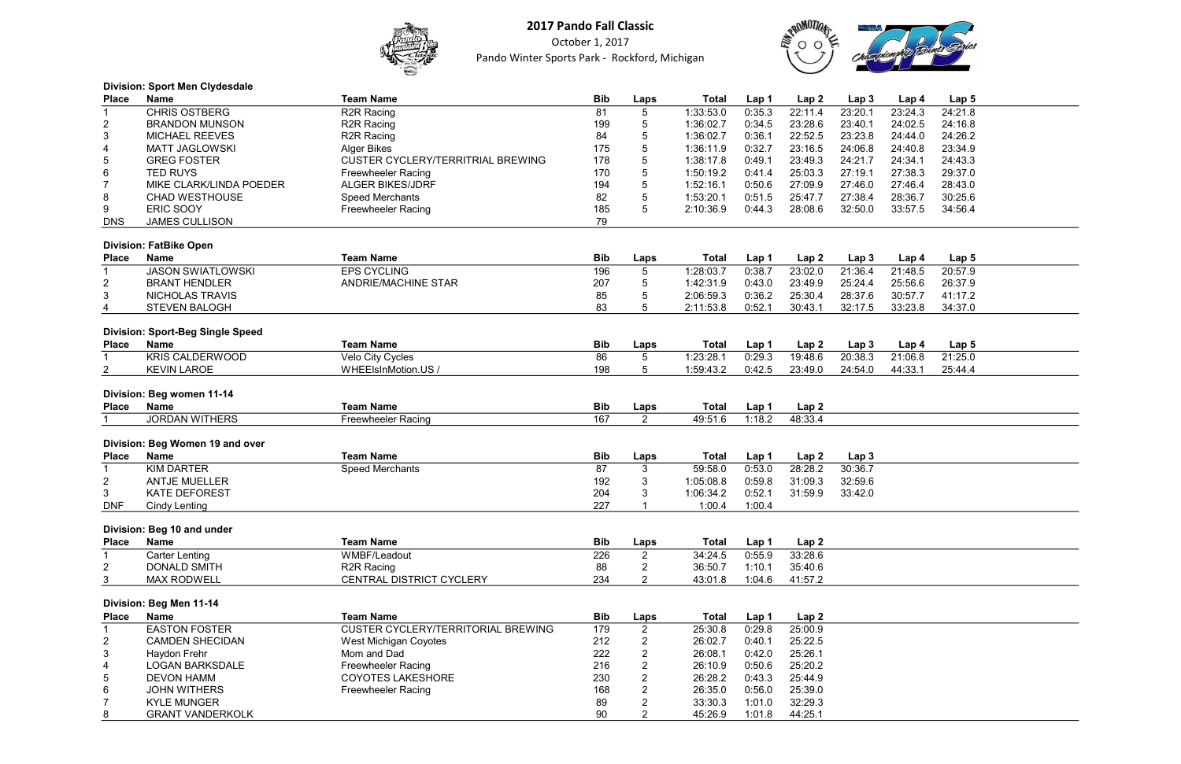# 2017 Pando Fall Classic

October 1, 2017

Pando Winter Sports Park - Rockford, Michigan

**Division: Sport Men Clydesdale**

| Place | Name | Team Name | Bib | Laps | Total | Lap 1 | Lap 2 | Lap 3 | Lap 4 | Lap 5 |
|---|---|---|---|---|---|---|---|---|---|---|
| 1 | CHRIS OSTBERG | R2R Racing | 81 | 5 | 1:33:53.0 | 0:35.3 | 22:11.4 | 23:20.1 | 23:24.3 | 24:21.8 |
| 2 | BRANDON MUNSON | R2R Racing | 199 | 5 | 1:36:02.7 | 0:34.5 | 23:28.6 | 23:40.1 | 24:02.5 | 24:16.8 |
| 3 | MICHAEL REEVES | R2R Racing | 84 | 5 | 1:36:02.7 | 0:36.1 | 22:52.5 | 23:23.8 | 24:44.0 | 24:26.2 |
| 4 | MATT JAGLOWSKI | Alger Bikes | 175 | 5 | 1:36:11.9 | 0:32.7 | 23:16.5 | 24:06.8 | 24:40.8 | 23:34.9 |
| 5 | GREG FOSTER | CUSTER CYCLERY/TERRITRIAL BREWING | 178 | 5 | 1:38:17.8 | 0:49.1 | 23:49.3 | 24:21.7 | 24:34.1 | 24:43.3 |
| 6 | TED RUYS | Freewheeler Racing | 170 | 5 | 1:50:19.2 | 0:41.4 | 25:03.3 | 27:19.1 | 27:38.3 | 29:37.0 |
| 7 | MIKE CLARK/LINDA POEDER | ALGER BIKES/JDRF | 194 | 5 | 1:52:16.1 | 0:50.6 | 27:09.9 | 27:46.0 | 27:46.4 | 28:43.0 |
| 8 | CHAD WESTHOUSE | Speed Merchants | 82 | 5 | 1:53:20.1 | 0:51.5 | 25:47.7 | 27:38.4 | 28:36.7 | 30:25.6 |
| 9 | ERIC SOOY | Freewheeler Racing | 185 | 5 | 2:10:36.9 | 0:44.3 | 28:08.6 | 32:50.0 | 33:57.5 | 34:56.4 |
| DNS | JAMES CULLISON | | 79 | | | | | | | |

**Division: FatBike Open**

| Place | Name | Team Name | Bib | Laps | Total | Lap 1 | Lap 2 | Lap 3 | Lap 4 | Lap 5 |
|---|---|---|---|---|---|---|---|---|---|---|
| 1 | JASON SWIATLOWSKI | EPS CYCLING | 196 | 5 | 1:28:03.7 | 0:38.7 | 23:02.0 | 21:36.4 | 21:48.5 | 20:57.9 |
| 2 | BRANT HENDLER | ANDRIE/MACHINE STAR | 207 | 5 | 1:42:31.9 | 0:43.0 | 23:49.9 | 25:24.4 | 25:56.6 | 26:37.9 |
| 3 | NICHOLAS TRAVIS | | 85 | 5 | 2:06:59.3 | 0:36.2 | 25:30.4 | 28:37.6 | 30:57.7 | 41:17.2 |
| 4 | STEVEN BALOGH | | 83 | 5 | 2:11:53.8 | 0:52.1 | 30:43.1 | 32:17.5 | 33:23.8 | 34:37.0 |

**Division: Sport-Beg Single Speed**

| Place | Name | Team Name | Bib | Laps | Total | Lap 1 | Lap 2 | Lap 3 | Lap 4 | Lap 5 |
|---|---|---|---|---|---|---|---|---|---|---|
| 1 | KRIS CALDERWOOD | Velo City Cycles | 86 | 5 | 1:23:28.1 | 0:29.3 | 19:48.6 | 20:38.3 | 21:06.8 | 21:25.0 |
| 2 | KEVIN LAROE | WHEElsInMotion.US / | 198 | 5 | 1:59:43.2 | 0:42.5 | 23:49.0 | 24:54.0 | 44:33.1 | 25:44.4 |

**Division: Beg women 11-14**

| Place | Name | Team Name | Bib | Laps | Total | Lap 1 | Lap 2 |
|---|---|---|---|---|---|---|---|
| 1 | JORDAN WITHERS | Freewheeler Racing | 167 | 2 | 49:51.6 | 1:18.2 | 48:33.4 |

**Division: Beg Women 19 and over**

| Place | Name | Team Name | Bib | Laps | Total | Lap 1 | Lap 2 | Lap 3 |
|---|---|---|---|---|---|---|---|---|
| 1 | KIM DARTER | Speed Merchants | 87 | 3 | 59:58.0 | 0:53.0 | 28:28.2 | 30:36.7 |
| 2 | ANTJE MUELLER | | 192 | 3 | 1:05:08.8 | 0:59.8 | 31:09.3 | 32:59.6 |
| 3 | KATE DEFOREST | | 204 | 3 | 1:06:34.2 | 0:52.1 | 31:59.9 | 33:42.0 |
| DNF | Cindy Lenting | | 227 | 1 | 1:00.4 | 1:00.4 | | |

**Division: Beg 10 and under**

| Place | Name | Team Name | Bib | Laps | Total | Lap 1 | Lap 2 |
|---|---|---|---|---|---|---|---|
| 1 | Carter Lenting | WMBF/Leadout | 226 | 2 | 34:24.5 | 0:55.9 | 33:28.6 |
| 2 | DONALD SMITH | R2R Racing | 88 | 2 | 36:50.7 | 1:10.1 | 35:40.6 |
| 3 | MAX RODWELL | CENTRAL DISTRICT CYCLERY | 234 | 2 | 43:01.8 | 1:04.6 | 41:57.2 |

**Division: Beg Men 11-14**

| Place | Name | Team Name | Bib | Laps | Total | Lap 1 | Lap 2 |
|---|---|---|---|---|---|---|---|
| 1 | EASTON FOSTER | CUSTER CYCLERY/TERRITORIAL BREWING | 179 | 2 | 25:30.8 | 0:29.8 | 25:00.9 |
| 2 | CAMDEN SHECIDAN | West Michigan Coyotes | 212 | 2 | 26:02.7 | 0:40.1 | 25:22.5 |
| 3 | Haydon Frehr | Mom and Dad | 222 | 2 | 26:08.1 | 0:42.0 | 25:26.1 |
| 4 | LOGAN BARKSDALE | Freewheeler Racing | 216 | 2 | 26:10.9 | 0:50.6 | 25:20.2 |
| 5 | DEVON HAMM | COYOTES LAKESHORE | 230 | 2 | 26:28.2 | 0:43.3 | 25:44.9 |
| 6 | JOHN WITHERS | Freewheeler Racing | 168 | 2 | 26:35.0 | 0:56.0 | 25:39.0 |
| 7 | KYLE MUNGER | | 89 | 2 | 33:30.3 | 1:01.0 | 32:29.3 |
| 8 | GRANT VANDERKOLK | | 90 | 2 | 45:26.9 | 1:01.8 | 44:25.1 |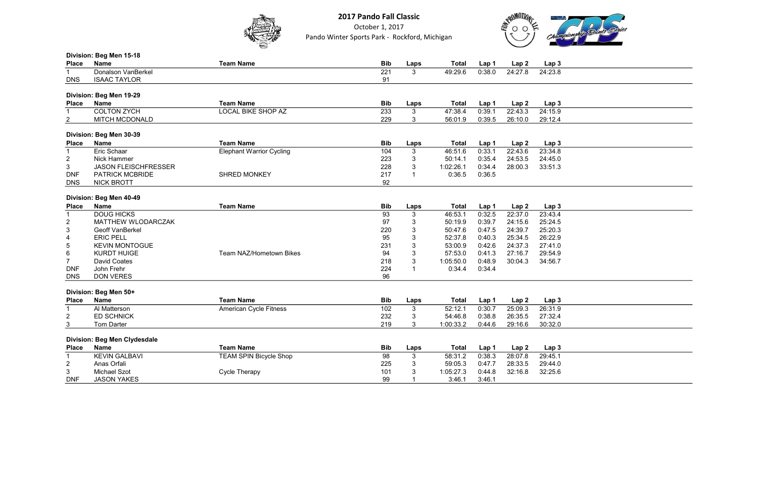# 2017 Pando Fall Classic

October 1, 2017

Pando Winter Sports Park - Rockford, Michigan

**Division: Beg Men 15-18**

| Place | Name | Team Name | Bib | Laps | Total | Lap 1 | Lap 2 | Lap 3 |
|---|---|---|---|---|---|---|---|---|
| 1 | Donalson VanBerkel | | 221 | 3 | 49:29.6 | 0:38.0 | 24:27.8 | 24:23.8 |
| DNS | ISAAC TAYLOR | | 91 | | | | | |

**Division: Beg Men 19-29**

| Place | Name | Team Name | Bib | Laps | Total | Lap 1 | Lap 2 | Lap 3 |
|---|---|---|---|---|---|---|---|---|
| 1 | COLTON ZYCH | LOCAL BIKE SHOP AZ | 233 | 3 | 47:38.4 | 0:39.1 | 22:43.3 | 24:15.9 |
| 2 | MITCH MCDONALD | | 229 | 3 | 56:01.9 | 0:39.5 | 26:10.0 | 29:12.4 |

**Division: Beg Men 30-39**

| Place | Name | Team Name | Bib | Laps | Total | Lap 1 | Lap 2 | Lap 3 |
|---|---|---|---|---|---|---|---|---|
| 1 | Eric Schaar | Elephant Warrior Cycling | 104 | 3 | 46:51.6 | 0:33.1 | 22:43.6 | 23:34.8 |
| 2 | Nick Hammer | | 223 | 3 | 50:14.1 | 0:35.4 | 24:53.5 | 24:45.0 |
| 3 | JASON FLEISCHFRESSER | | 228 | 3 | 1:02:26.1 | 0:34.4 | 28:00.3 | 33:51.3 |
| DNF | PATRICK MCBRIDE | SHRED MONKEY | 217 | 1 | 0:36.5 | 0:36.5 | | |
| DNS | NICK BROTT | | 92 | | | | | |

**Division: Beg Men 40-49**

| Place | Name | Team Name | Bib | Laps | Total | Lap 1 | Lap 2 | Lap 3 |
|---|---|---|---|---|---|---|---|---|
| 1 | DOUG HICKS | | 93 | 3 | 46:53.1 | 0:32.5 | 22:37.0 | 23:43.4 |
| 2 | MATTHEW WLODARCZAK | | 97 | 3 | 50:19.9 | 0:39.7 | 24:15.6 | 25:24.5 |
| 3 | Geoff VanBerkel | | 220 | 3 | 50:47.6 | 0:47.5 | 24:39.7 | 25:20.3 |
| 4 | ERIC PELL | | 95 | 3 | 52:37.8 | 0:40.3 | 25:34.5 | 26:22.9 |
| 5 | KEVIN MONTOGUE | | 231 | 3 | 53:00.9 | 0:42.6 | 24:37.3 | 27:41.0 |
| 6 | KURDT HUIGE | Team NAZ/Hometown Bikes | 94 | 3 | 57:53.0 | 0:41.3 | 27:16.7 | 29:54.9 |
| 7 | David Coates | | 218 | 3 | 1:05:50.0 | 0:48.9 | 30:04.3 | 34:56.7 |
| DNF | John Frehr | | 224 | 1 | 0:34.4 | 0:34.4 | | |
| DNS | DON VERES | | 96 | | | | | |

**Division: Beg Men 50+**

| Place | Name | Team Name | Bib | Laps | Total | Lap 1 | Lap 2 | Lap 3 |
|---|---|---|---|---|---|---|---|---|
| 1 | Al Matterson | American Cycle Fitness | 102 | 3 | 52:12.1 | 0:30.7 | 25:09.3 | 26:31.9 |
| 2 | ED SCHNICK | | 232 | 3 | 54:46.8 | 0:38.8 | 26:35.5 | 27:32.4 |
| 3 | Tom Darter | | 219 | 3 | 1:00:33.2 | 0:44.6 | 29:16.6 | 30:32.0 |

**Division: Beg Men Clydesdale**

| Place | Name | Team Name | Bib | Laps | Total | Lap 1 | Lap 2 | Lap 3 |
|---|---|---|---|---|---|---|---|---|
| 1 | KEVIN GALBAVI | TEAM SPIN Bicycle Shop | 98 | 3 | 58:31.2 | 0:38.3 | 28:07.8 | 29:45.1 |
| 2 | Anas Orfali | | 225 | 3 | 59:05.3 | 0:47.7 | 28:33.5 | 29:44.0 |
| 3 | Michael Szot | Cycle Therapy | 101 | 3 | 1:05:27.3 | 0:44.8 | 32:16.8 | 32:25.6 |
| DNF | JASON YAKES | | 99 | 1 | 3:46.1 | 3:46.1 | | |